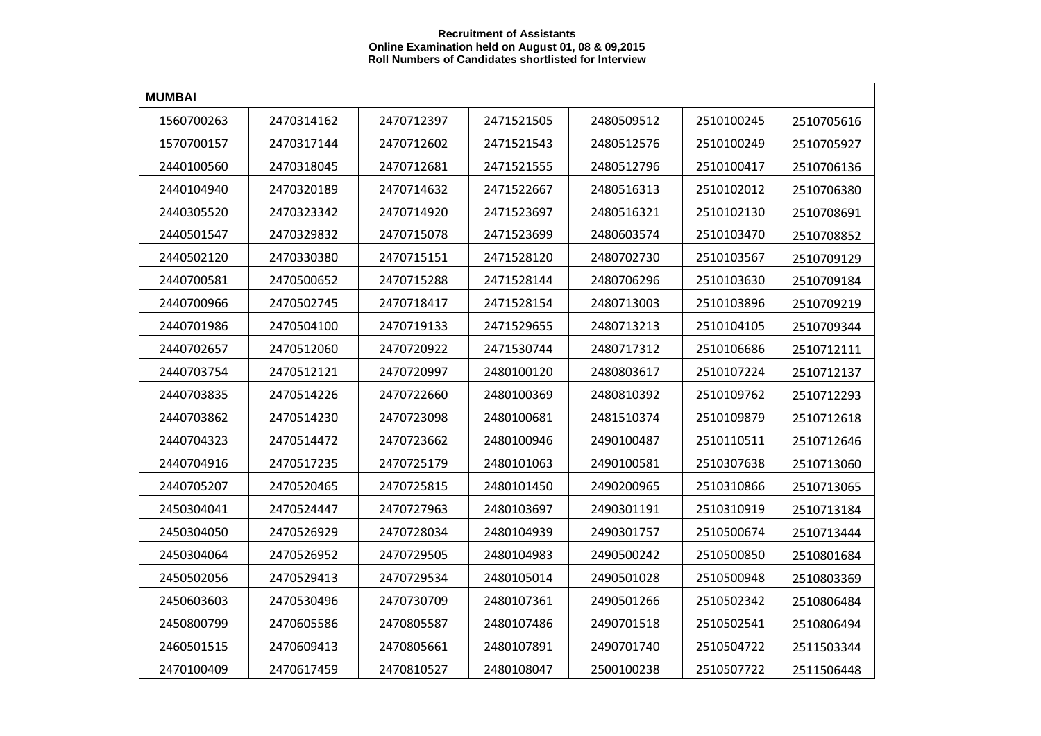**Recruitment of Assistants**
**Online Examination held on August 01, 08 & 09,2015**
**Roll Numbers of Candidates shortlisted for Interview**

| MUMBAI | | | | | | |
|---|---|---|---|---|---|---|
| 1560700263 | 2470314162 | 2470712397 | 2471521505 | 2480509512 | 2510100245 | 2510705616 |
| 1570700157 | 2470317144 | 2470712602 | 2471521543 | 2480512576 | 2510100249 | 2510705927 |
| 2440100560 | 2470318045 | 2470712681 | 2471521555 | 2480512796 | 2510100417 | 2510706136 |
| 2440104940 | 2470320189 | 2470714632 | 2471522667 | 2480516313 | 2510102012 | 2510706380 |
| 2440305520 | 2470323342 | 2470714920 | 2471523697 | 2480516321 | 2510102130 | 2510708691 |
| 2440501547 | 2470329832 | 2470715078 | 2471523699 | 2480603574 | 2510103470 | 2510708852 |
| 2440502120 | 2470330380 | 2470715151 | 2471528120 | 2480702730 | 2510103567 | 2510709129 |
| 2440700581 | 2470500652 | 2470715288 | 2471528144 | 2480706296 | 2510103630 | 2510709184 |
| 2440700966 | 2470502745 | 2470718417 | 2471528154 | 2480713003 | 2510103896 | 2510709219 |
| 2440701986 | 2470504100 | 2470719133 | 2471529655 | 2480713213 | 2510104105 | 2510709344 |
| 2440702657 | 2470512060 | 2470720922 | 2471530744 | 2480717312 | 2510106686 | 2510712111 |
| 2440703754 | 2470512121 | 2470720997 | 2480100120 | 2480803617 | 2510107224 | 2510712137 |
| 2440703835 | 2470514226 | 2470722660 | 2480100369 | 2480810392 | 2510109762 | 2510712293 |
| 2440703862 | 2470514230 | 2470723098 | 2480100681 | 2481510374 | 2510109879 | 2510712618 |
| 2440704323 | 2470514472 | 2470723662 | 2480100946 | 2490100487 | 2510110511 | 2510712646 |
| 2440704916 | 2470517235 | 2470725179 | 2480101063 | 2490100581 | 2510307638 | 2510713060 |
| 2440705207 | 2470520465 | 2470725815 | 2480101450 | 2490200965 | 2510310866 | 2510713065 |
| 2450304041 | 2470524447 | 2470727963 | 2480103697 | 2490301191 | 2510310919 | 2510713184 |
| 2450304050 | 2470526929 | 2470728034 | 2480104939 | 2490301757 | 2510500674 | 2510713444 |
| 2450304064 | 2470526952 | 2470729505 | 2480104983 | 2490500242 | 2510500850 | 2510801684 |
| 2450502056 | 2470529413 | 2470729534 | 2480105014 | 2490501028 | 2510500948 | 2510803369 |
| 2450603603 | 2470530496 | 2470730709 | 2480107361 | 2490501266 | 2510502342 | 2510806484 |
| 2450800799 | 2470605586 | 2470805587 | 2480107486 | 2490701518 | 2510502541 | 2510806494 |
| 2460501515 | 2470609413 | 2470805661 | 2480107891 | 2490701740 | 2510504722 | 2511503344 |
| 2470100409 | 2470617459 | 2470810527 | 2480108047 | 2500100238 | 2510507722 | 2511506448 |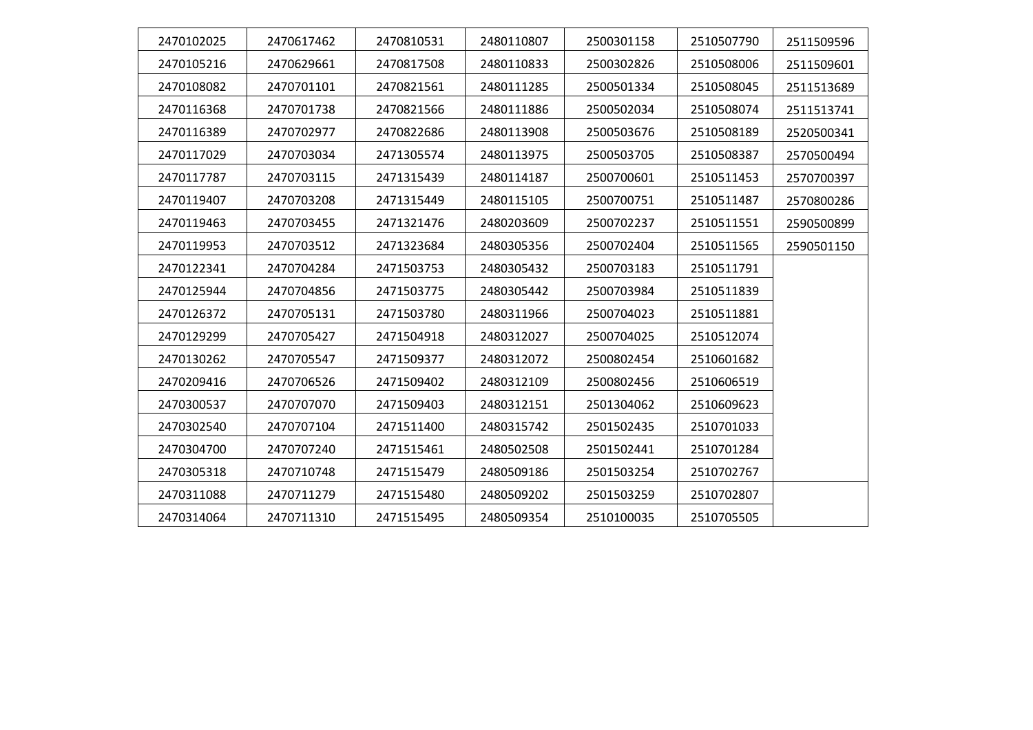| | | | | | | |
|---|---|---|---|---|---|---|
| 2470102025 | 2470617462 | 2470810531 | 2480110807 | 2500301158 | 2510507790 | 2511509596 |
| 2470105216 | 2470629661 | 2470817508 | 2480110833 | 2500302826 | 2510508006 | 2511509601 |
| 2470108082 | 2470701101 | 2470821561 | 2480111285 | 2500501334 | 2510508045 | 2511513689 |
| 2470116368 | 2470701738 | 2470821566 | 2480111886 | 2500502034 | 2510508074 | 2511513741 |
| 2470116389 | 2470702977 | 2470822686 | 2480113908 | 2500503676 | 2510508189 | 2520500341 |
| 2470117029 | 2470703034 | 2471305574 | 2480113975 | 2500503705 | 2510508387 | 2570500494 |
| 2470117787 | 2470703115 | 2471315439 | 2480114187 | 2500700601 | 2510511453 | 2570700397 |
| 2470119407 | 2470703208 | 2471315449 | 2480115105 | 2500700751 | 2510511487 | 2570800286 |
| 2470119463 | 2470703455 | 2471321476 | 2480203609 | 2500702237 | 2510511551 | 2590500899 |
| 2470119953 | 2470703512 | 2471323684 | 2480305356 | 2500702404 | 2510511565 | 2590501150 |
| 2470122341 | 2470704284 | 2471503753 | 2480305432 | 2500703183 | 2510511791 | |
| 2470125944 | 2470704856 | 2471503775 | 2480305442 | 2500703984 | 2510511839 | |
| 2470126372 | 2470705131 | 2471503780 | 2480311966 | 2500704023 | 2510511881 | |
| 2470129299 | 2470705427 | 2471504918 | 2480312027 | 2500704025 | 2510512074 | |
| 2470130262 | 2470705547 | 2471509377 | 2480312072 | 2500802454 | 2510601682 | |
| 2470209416 | 2470706526 | 2471509402 | 2480312109 | 2500802456 | 2510606519 | |
| 2470300537 | 2470707070 | 2471509403 | 2480312151 | 2501304062 | 2510609623 | |
| 2470302540 | 2470707104 | 2471511400 | 2480315742 | 2501502435 | 2510701033 | |
| 2470304700 | 2470707240 | 2471515461 | 2480502508 | 2501502441 | 2510701284 | |
| 2470305318 | 2470710748 | 2471515479 | 2480509186 | 2501503254 | 2510702767 | |
| 2470311088 | 2470711279 | 2471515480 | 2480509202 | 2501503259 | 2510702807 | |
| 2470314064 | 2470711310 | 2471515495 | 2480509354 | 2510100035 | 2510705505 | |